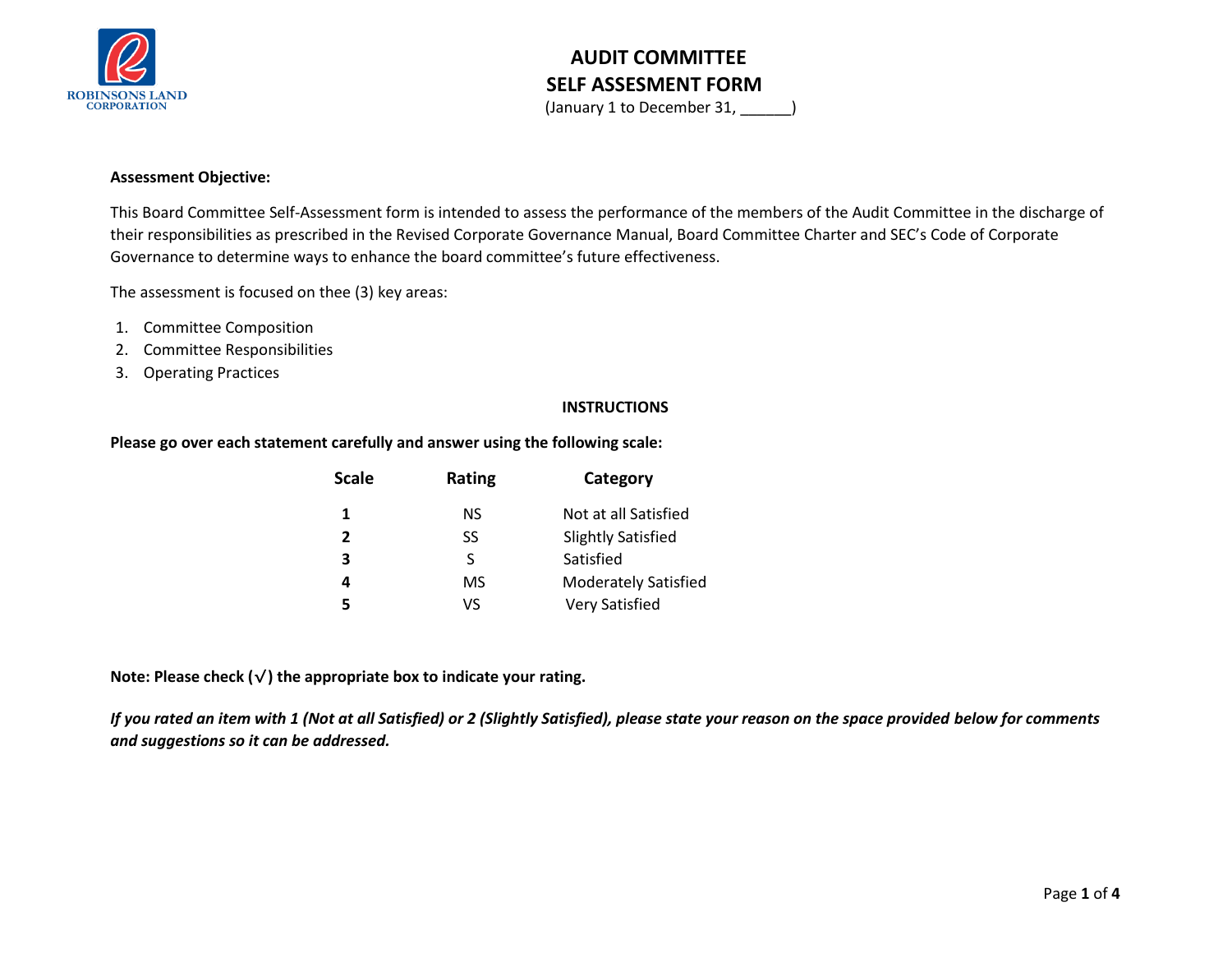ROBINSONS LAND CORPORATION

# AUDIT COMMITTEE
# SELF ASSESMENT FORM

(January 1 to December 31, ______)

**Assessment Objective:**

This Board Committee Self-Assessment form is intended to assess the performance of the members of the Audit Committee in the discharge of their responsibilities as prescribed in the Revised Corporate Governance Manual, Board Committee Charter and SEC's Code of Corporate Governance to determine ways to enhance the board committee's future effectiveness.

The assessment is focused on thee (3) key areas:

1. Committee Composition
2. Committee Responsibilities
3. Operating Practices

**INSTRUCTIONS**

**Please go over each statement carefully and answer using the following scale:**

| Scale | Rating | Category |
|---|---|---|
| **1** | NS | Not at all Satisfied |
| **2** | SS | Slightly Satisfied |
| **3** | S | Satisfied |
| **4** | MS | Moderately Satisfied |
| **5** | VS | Very Satisfied |

**Note: Please check (√) the appropriate box to indicate your rating.**

***If you rated an item with 1 (Not at all Satisfied) or 2 (Slightly Satisfied), please state your reason on the space provided below for comments and suggestions so it can be addressed.***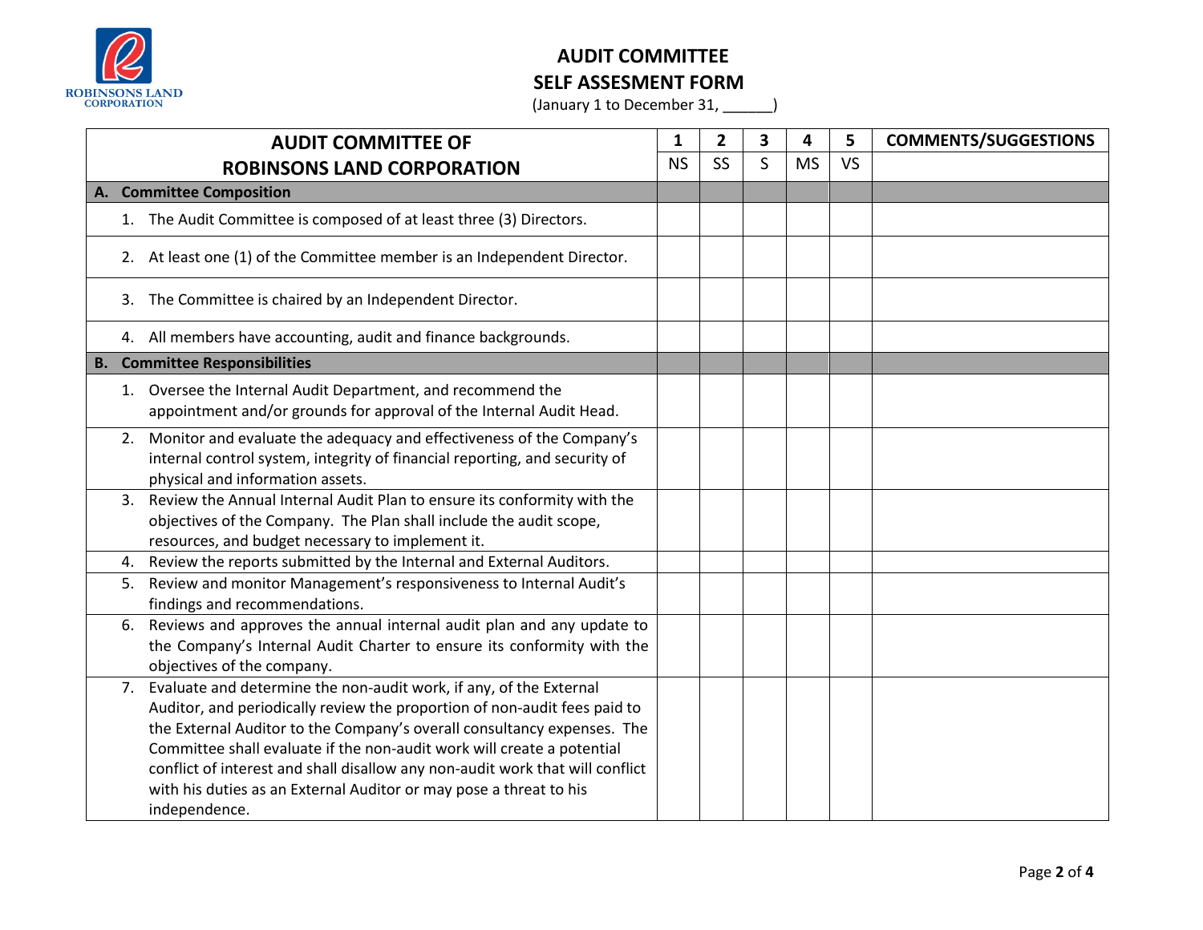# AUDIT COMMITTEE
## SELF ASSESMENT FORM

(January 1 to December 31, ______)

| AUDIT COMMITTEE OF ROBINSONS LAND CORPORATION | 1 | 2 | 3 | 4 | 5 | COMMENTS/SUGGESTIONS |
|---|---|---|---|---|---|---|
| | NS | SS | S | MS | VS | |
| **A. Committee Composition** | | | | | | |
| 1. The Audit Committee is composed of at least three (3) Directors. | | | | | | |
| 2. At least one (1) of the Committee member is an Independent Director. | | | | | | |
| 3. The Committee is chaired by an Independent Director. | | | | | | |
| 4. All members have accounting, audit and finance backgrounds. | | | | | | |
| **B. Committee Responsibilities** | | | | | | |
| 1. Oversee the Internal Audit Department, and recommend the appointment and/or grounds for approval of the Internal Audit Head. | | | | | | |
| 2. Monitor and evaluate the adequacy and effectiveness of the Company's internal control system, integrity of financial reporting, and security of physical and information assets. | | | | | | |
| 3. Review the Annual Internal Audit Plan to ensure its conformity with the objectives of the Company. The Plan shall include the audit scope, resources, and budget necessary to implement it. | | | | | | |
| 4. Review the reports submitted by the Internal and External Auditors. | | | | | | |
| 5. Review and monitor Management's responsiveness to Internal Audit's findings and recommendations. | | | | | | |
| 6. Reviews and approves the annual internal audit plan and any update to the Company's Internal Audit Charter to ensure its conformity with the objectives of the company. | | | | | | |
| 7. Evaluate and determine the non-audit work, if any, of the External Auditor, and periodically review the proportion of non-audit fees paid to the External Auditor to the Company's overall consultancy expenses. The Committee shall evaluate if the non-audit work will create a potential conflict of interest and shall disallow any non-audit work that will conflict with his duties as an External Auditor or may pose a threat to his independence. | | | | | | |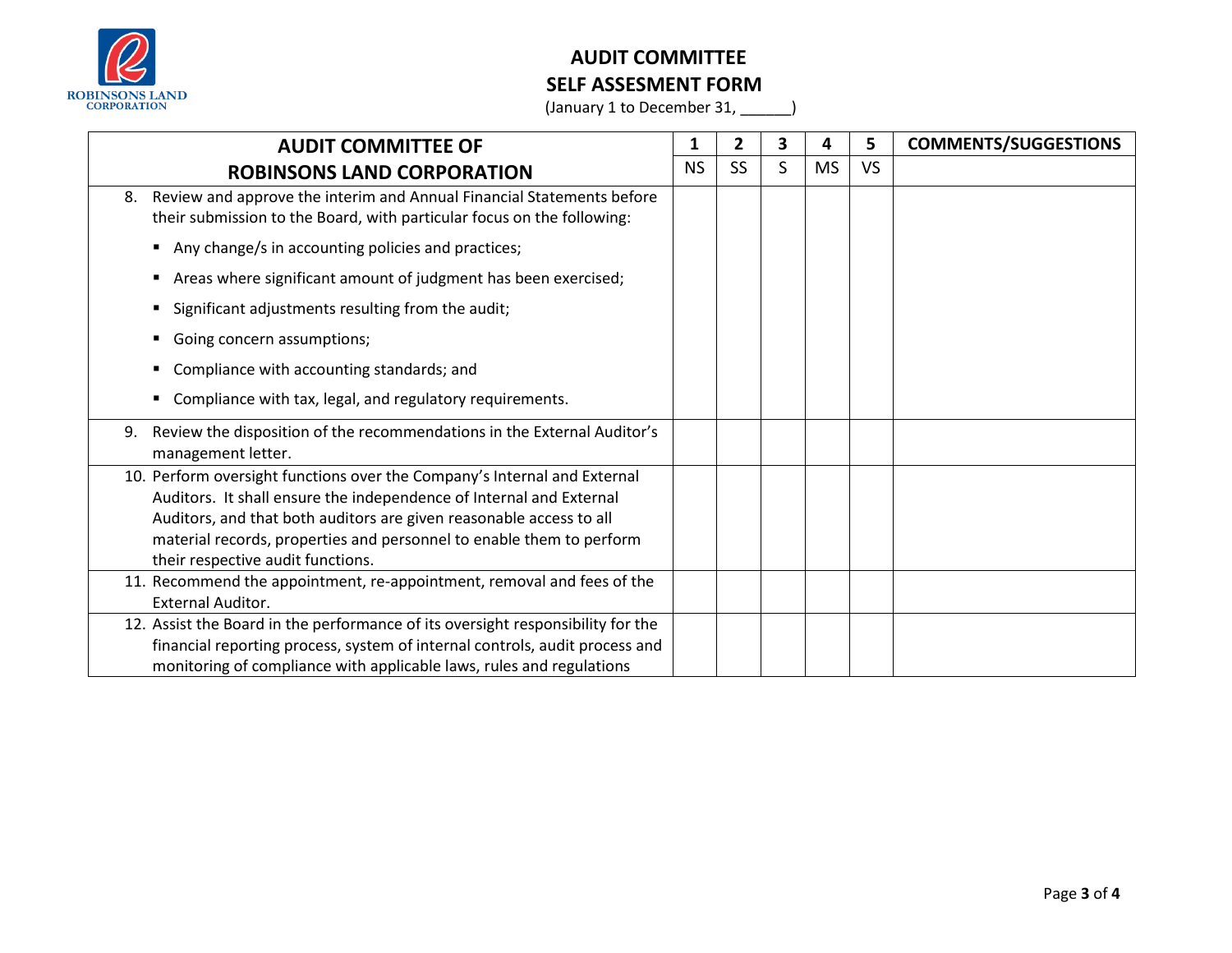# AUDIT COMMITTEE
## SELF ASSESMENT FORM

(January 1 to December 31, ______)

| AUDIT COMMITTEE OF ROBINSONS LAND CORPORATION | 1 | 2 | 3 | 4 | 5 | COMMENTS/SUGGESTIONS |
|---|---|---|---|---|---|---|
| | NS | SS | S | MS | VS | |
| 8. Review and approve the interim and Annual Financial Statements before their submission to the Board, with particular focus on the following:<br>▪ Any change/s in accounting policies and practices;<br>▪ Areas where significant amount of judgment has been exercised;<br>▪ Significant adjustments resulting from the audit;<br>▪ Going concern assumptions;<br>▪ Compliance with accounting standards; and<br>▪ Compliance with tax, legal, and regulatory requirements. | | | | | | |
| 9. Review the disposition of the recommendations in the External Auditor's management letter. | | | | | | |
| 10. Perform oversight functions over the Company's Internal and External Auditors. It shall ensure the independence of Internal and External Auditors, and that both auditors are given reasonable access to all material records, properties and personnel to enable them to perform their respective audit functions. | | | | | | |
| 11. Recommend the appointment, re-appointment, removal and fees of the External Auditor. | | | | | | |
| 12. Assist the Board in the performance of its oversight responsibility for the financial reporting process, system of internal controls, audit process and monitoring of compliance with applicable laws, rules and regulations | | | | | | |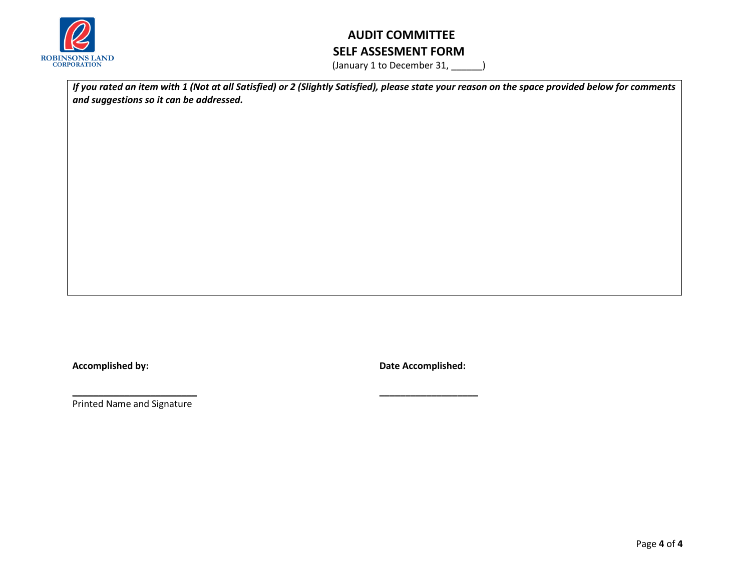ROBINSONS LAND CORPORATION

# AUDIT COMMITTEE
# SELF ASSESMENT FORM

(January 1 to December 31, ______)

***If you rated an item with 1 (Not at all Satisfied) or 2 (Slightly Satisfied), please state your reason on the space provided below for comments and suggestions so it can be addressed.***

**Accomplished by:**

________________________
Printed Name and Signature

**Date Accomplished:**

____________________